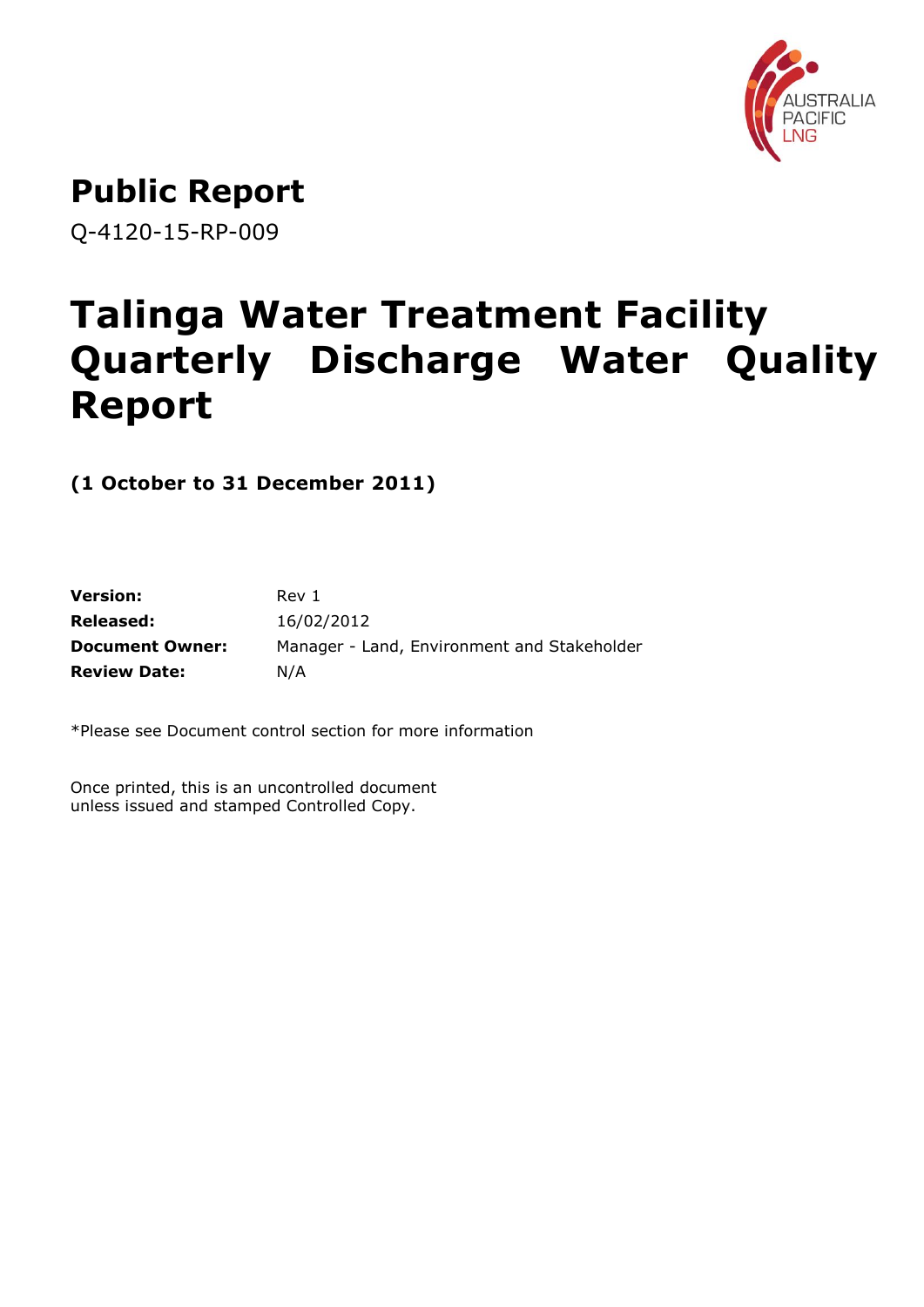AUSTRALIA PACIFIC LNG

# Public Report

Q-4120-15-RP-009

# Talinga Water Treatment Facility Quarterly Discharge Water Quality Report

**(1 October to 31 December 2011)**

| | |
|---|---|
| **Version:** | Rev 1 |
| **Released:** | 16/02/2012 |
| **Document Owner:** | Manager - Land, Environment and Stakeholder |
| **Review Date:** | N/A |

*Please see Document control section for more information

Once printed, this is an uncontrolled document unless issued and stamped Controlled Copy.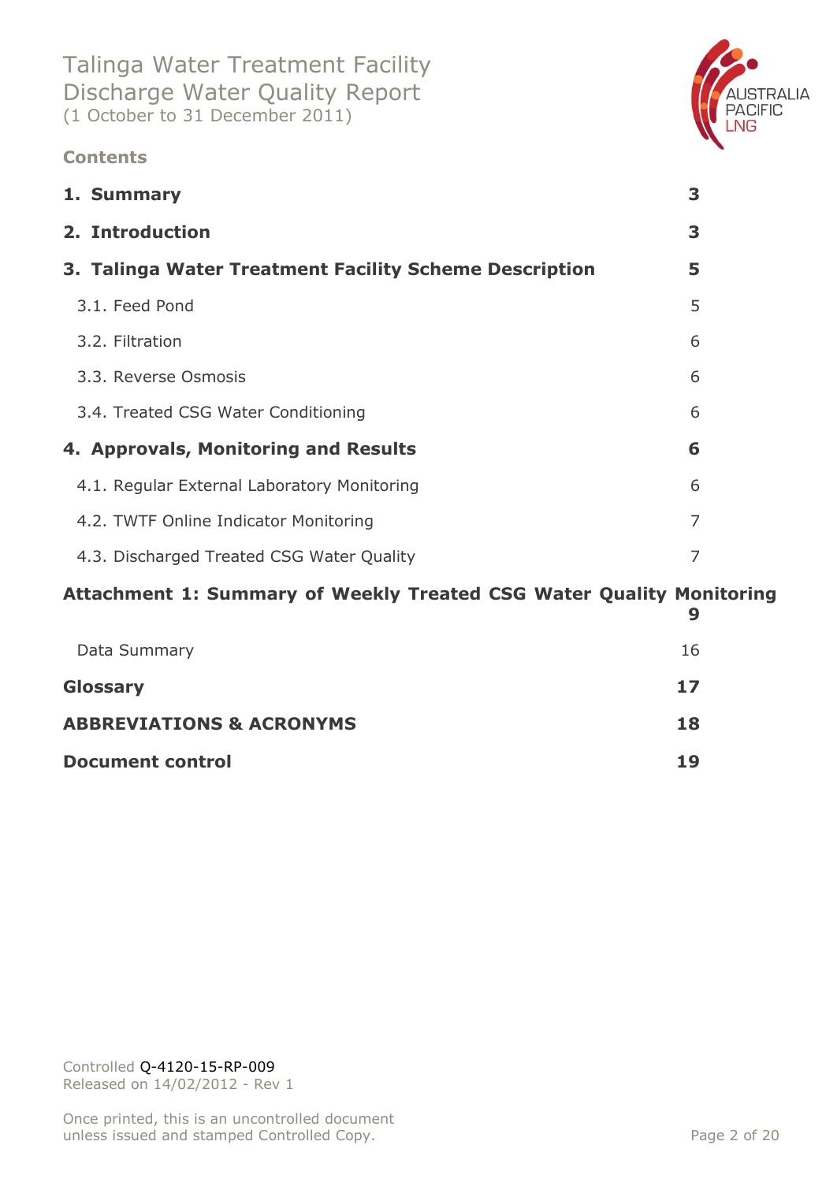Talinga Water Treatment Facility
Discharge Water Quality Report
(1 October to 31 December 2011)

**Contents**

| | |
|---|---|
| **1. Summary** | **3** |
| **2. Introduction** | **3** |
| **3. Talinga Water Treatment Facility Scheme Description** | **5** |
| 3.1. Feed Pond | 5 |
| 3.2. Filtration | 6 |
| 3.3. Reverse Osmosis | 6 |
| 3.4. Treated CSG Water Conditioning | 6 |
| **4. Approvals, Monitoring and Results** | **6** |
| 4.1. Regular External Laboratory Monitoring | 6 |
| 4.2. TWTF Online Indicator Monitoring | 7 |
| 4.3. Discharged Treated CSG Water Quality | 7 |
| **Attachment 1: Summary of Weekly Treated CSG Water Quality Monitoring** | **9** |
| Data Summary | 16 |
| **Glossary** | **17** |
| **ABBREVIATIONS & ACRONYMS** | **18** |
| **Document control** | **19** |

Controlled Q-4120-15-RP-009
Released on 14/02/2012 - Rev 1

Once printed, this is an uncontrolled document unless issued and stamped Controlled Copy.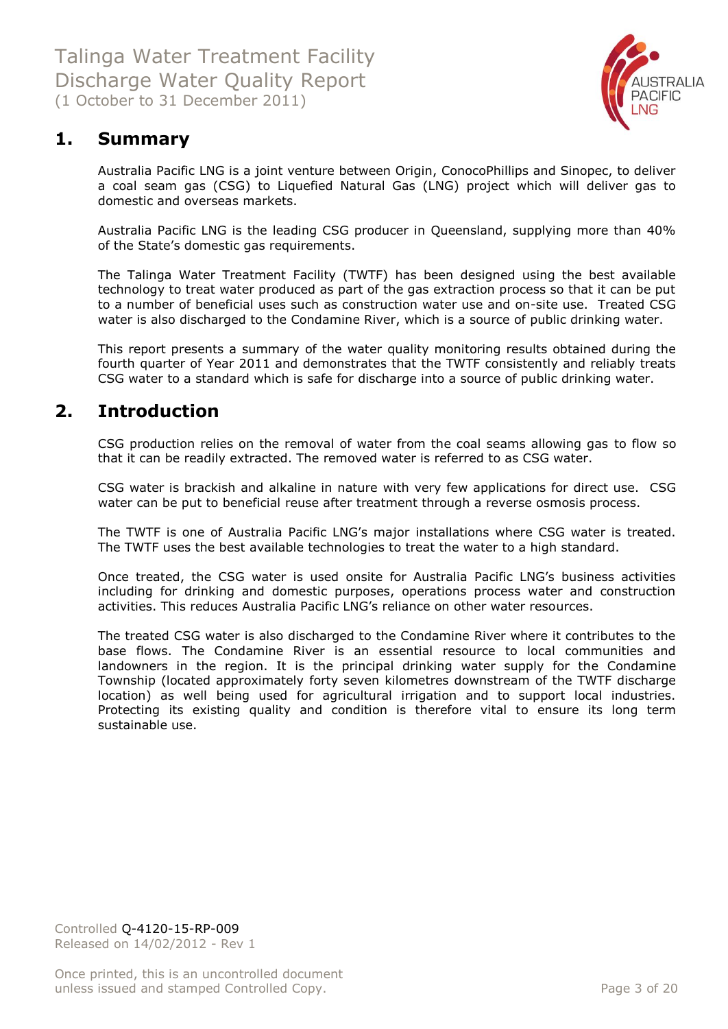## 1. Summary

Australia Pacific LNG is a joint venture between Origin, ConocoPhillips and Sinopec, to deliver a coal seam gas (CSG) to Liquefied Natural Gas (LNG) project which will deliver gas to domestic and overseas markets.

Australia Pacific LNG is the leading CSG producer in Queensland, supplying more than 40% of the State's domestic gas requirements.

The Talinga Water Treatment Facility (TWTF) has been designed using the best available technology to treat water produced as part of the gas extraction process so that it can be put to a number of beneficial uses such as construction water use and on-site use. Treated CSG water is also discharged to the Condamine River, which is a source of public drinking water.

This report presents a summary of the water quality monitoring results obtained during the fourth quarter of Year 2011 and demonstrates that the TWTF consistently and reliably treats CSG water to a standard which is safe for discharge into a source of public drinking water.

## 2. Introduction

CSG production relies on the removal of water from the coal seams allowing gas to flow so that it can be readily extracted. The removed water is referred to as CSG water.

CSG water is brackish and alkaline in nature with very few applications for direct use. CSG water can be put to beneficial reuse after treatment through a reverse osmosis process.

The TWTF is one of Australia Pacific LNG's major installations where CSG water is treated. The TWTF uses the best available technologies to treat the water to a high standard.

Once treated, the CSG water is used onsite for Australia Pacific LNG's business activities including for drinking and domestic purposes, operations process water and construction activities. This reduces Australia Pacific LNG's reliance on other water resources.

The treated CSG water is also discharged to the Condamine River where it contributes to the base flows. The Condamine River is an essential resource to local communities and landowners in the region. It is the principal drinking water supply for the Condamine Township (located approximately forty seven kilometres downstream of the TWTF discharge location) as well being used for agricultural irrigation and to support local industries. Protecting its existing quality and condition is therefore vital to ensure its long term sustainable use.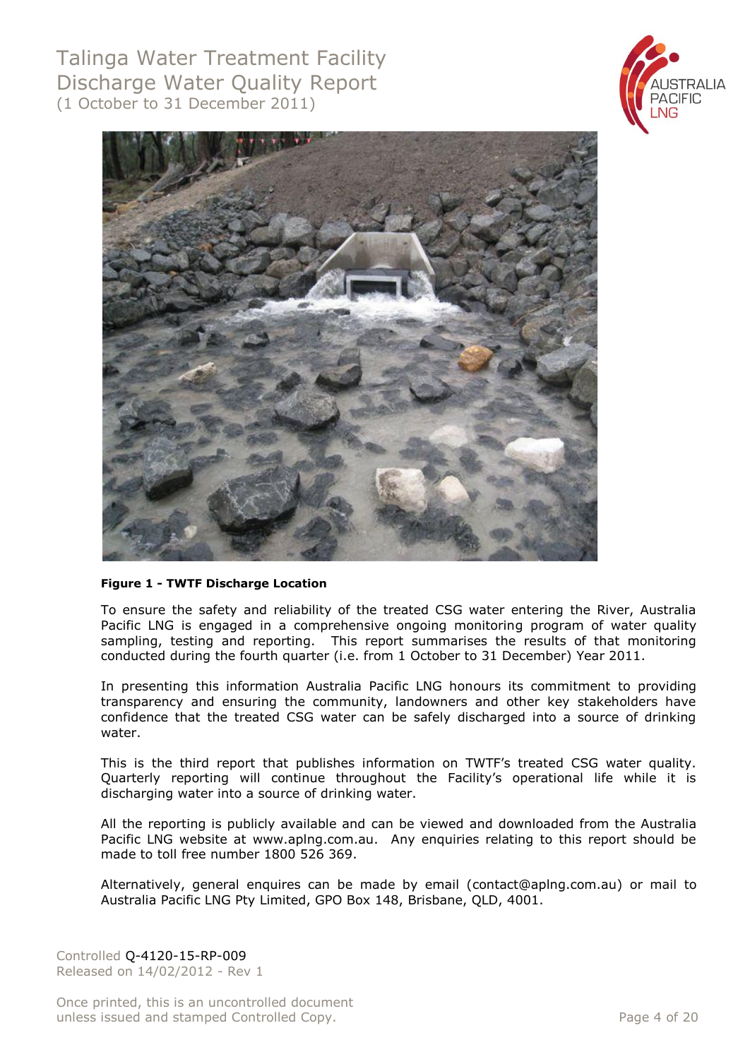**Figure 1 - TWTF Discharge Location**

To ensure the safety and reliability of the treated CSG water entering the River, Australia Pacific LNG is engaged in a comprehensive ongoing monitoring program of water quality sampling, testing and reporting. This report summarises the results of that monitoring conducted during the fourth quarter (i.e. from 1 October to 31 December) Year 2011.

In presenting this information Australia Pacific LNG honours its commitment to providing transparency and ensuring the community, landowners and other key stakeholders have confidence that the treated CSG water can be safely discharged into a source of drinking water.

This is the third report that publishes information on TWTF's treated CSG water quality. Quarterly reporting will continue throughout the Facility's operational life while it is discharging water into a source of drinking water.

All the reporting is publicly available and can be viewed and downloaded from the Australia Pacific LNG website at www.aplng.com.au. Any enquiries relating to this report should be made to toll free number 1800 526 369.

Alternatively, general enquires can be made by email (contact@aplng.com.au) or mail to Australia Pacific LNG Pty Limited, GPO Box 148, Brisbane, QLD, 4001.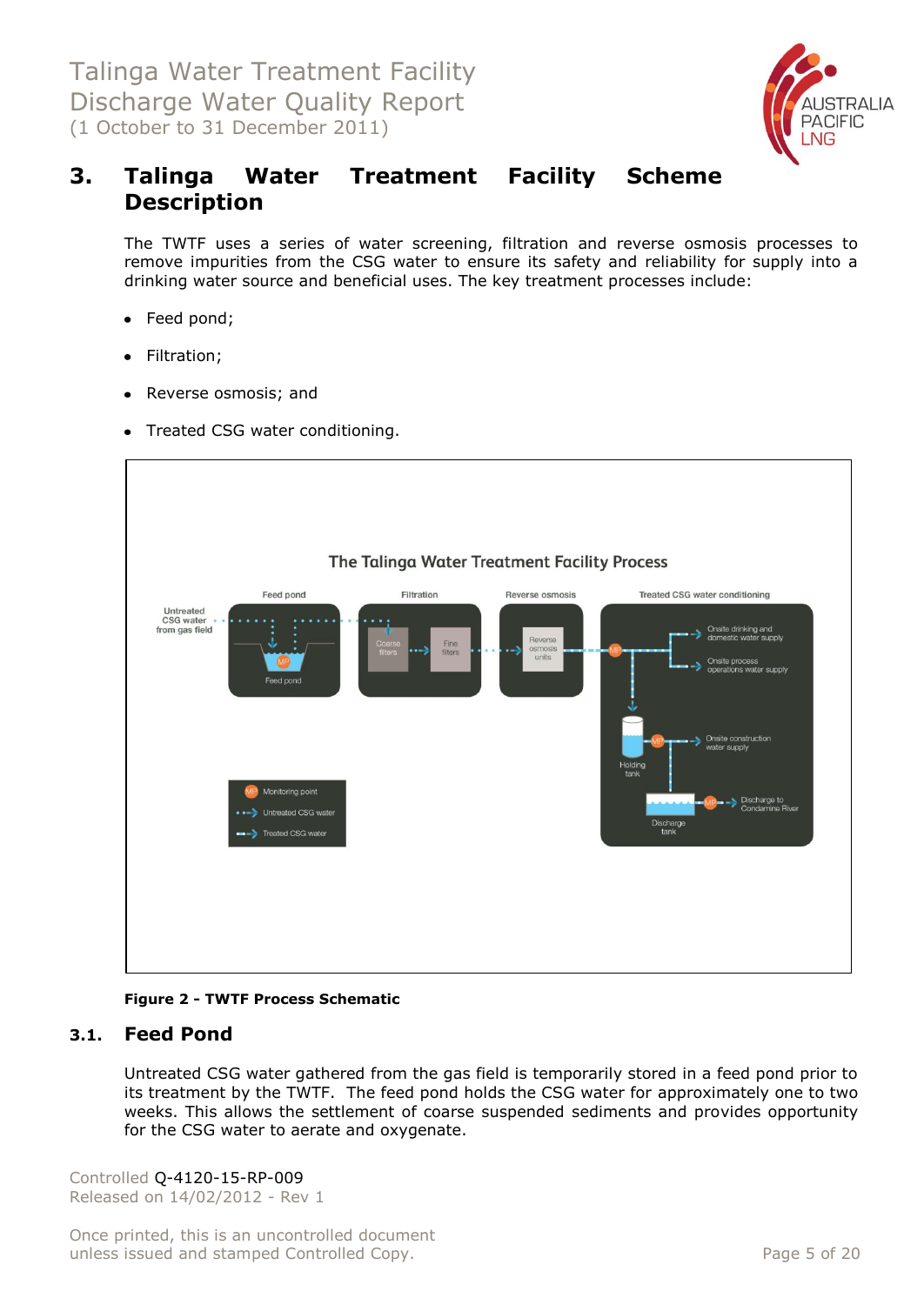## 3. Talinga Water Treatment Facility Scheme Description

The TWTF uses a series of water screening, filtration and reverse osmosis processes to remove impurities from the CSG water to ensure its safety and reliability for supply into a drinking water source and beneficial uses. The key treatment processes include:

- Feed pond;
- Filtration;
- Reverse osmosis; and
- Treated CSG water conditioning.

**Figure 2 - TWTF Process Schematic**

### 3.1. Feed Pond

Untreated CSG water gathered from the gas field is temporarily stored in a feed pond prior to its treatment by the TWTF. The feed pond holds the CSG water for approximately one to two weeks. This allows the settlement of coarse suspended sediments and provides opportunity for the CSG water to aerate and oxygenate.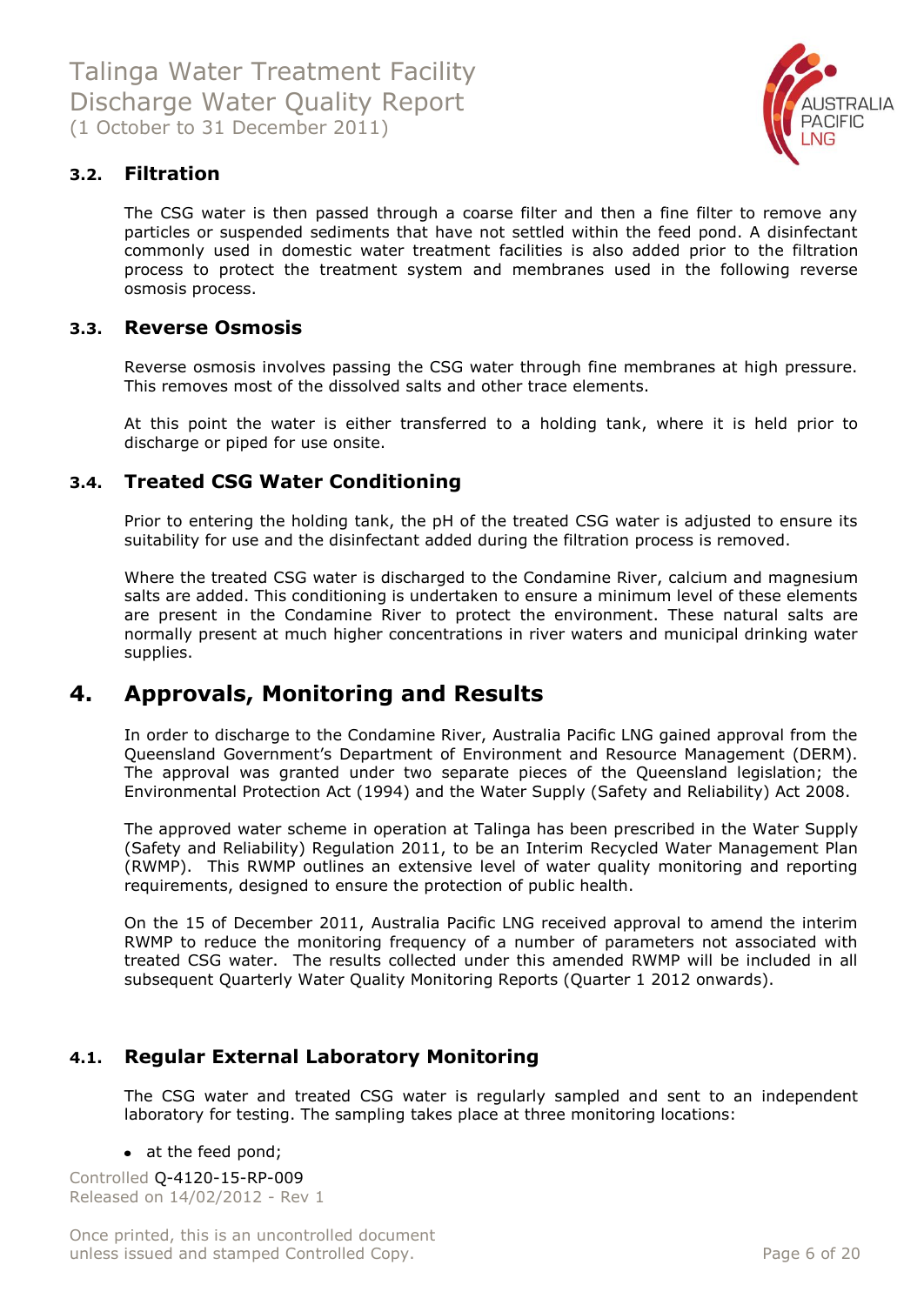### 3.2. Filtration

The CSG water is then passed through a coarse filter and then a fine filter to remove any particles or suspended sediments that have not settled within the feed pond. A disinfectant commonly used in domestic water treatment facilities is also added prior to the filtration process to protect the treatment system and membranes used in the following reverse osmosis process.

### 3.3. Reverse Osmosis

Reverse osmosis involves passing the CSG water through fine membranes at high pressure. This removes most of the dissolved salts and other trace elements.

At this point the water is either transferred to a holding tank, where it is held prior to discharge or piped for use onsite.

### 3.4. Treated CSG Water Conditioning

Prior to entering the holding tank, the pH of the treated CSG water is adjusted to ensure its suitability for use and the disinfectant added during the filtration process is removed.

Where the treated CSG water is discharged to the Condamine River, calcium and magnesium salts are added. This conditioning is undertaken to ensure a minimum level of these elements are present in the Condamine River to protect the environment. These natural salts are normally present at much higher concentrations in river waters and municipal drinking water supplies.

## 4. Approvals, Monitoring and Results

In order to discharge to the Condamine River, Australia Pacific LNG gained approval from the Queensland Government's Department of Environment and Resource Management (DERM). The approval was granted under two separate pieces of the Queensland legislation; the Environmental Protection Act (1994) and the Water Supply (Safety and Reliability) Act 2008.

The approved water scheme in operation at Talinga has been prescribed in the Water Supply (Safety and Reliability) Regulation 2011, to be an Interim Recycled Water Management Plan (RWMP). This RWMP outlines an extensive level of water quality monitoring and reporting requirements, designed to ensure the protection of public health.

On the 15 of December 2011, Australia Pacific LNG received approval to amend the interim RWMP to reduce the monitoring frequency of a number of parameters not associated with treated CSG water. The results collected under this amended RWMP will be included in all subsequent Quarterly Water Quality Monitoring Reports (Quarter 1 2012 onwards).

### 4.1. Regular External Laboratory Monitoring

The CSG water and treated CSG water is regularly sampled and sent to an independent laboratory for testing. The sampling takes place at three monitoring locations:

- at the feed pond;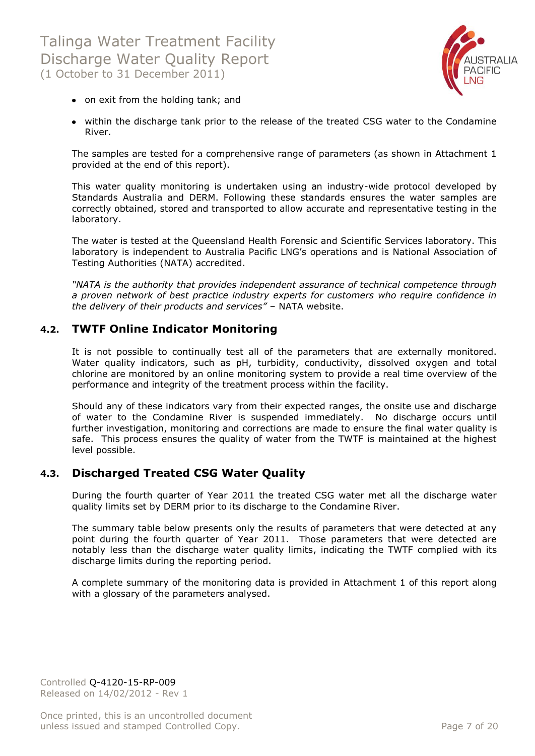- on exit from the holding tank; and
- within the discharge tank prior to the release of the treated CSG water to the Condamine River.

The samples are tested for a comprehensive range of parameters (as shown in Attachment 1 provided at the end of this report).

This water quality monitoring is undertaken using an industry-wide protocol developed by Standards Australia and DERM. Following these standards ensures the water samples are correctly obtained, stored and transported to allow accurate and representative testing in the laboratory.

The water is tested at the Queensland Health Forensic and Scientific Services laboratory. This laboratory is independent to Australia Pacific LNG's operations and is National Association of Testing Authorities (NATA) accredited.

*"NATA is the authority that provides independent assurance of technical competence through a proven network of best practice industry experts for customers who require confidence in the delivery of their products and services"* – NATA website.

## 4.2. TWTF Online Indicator Monitoring

It is not possible to continually test all of the parameters that are externally monitored. Water quality indicators, such as pH, turbidity, conductivity, dissolved oxygen and total chlorine are monitored by an online monitoring system to provide a real time overview of the performance and integrity of the treatment process within the facility.

Should any of these indicators vary from their expected ranges, the onsite use and discharge of water to the Condamine River is suspended immediately. No discharge occurs until further investigation, monitoring and corrections are made to ensure the final water quality is safe. This process ensures the quality of water from the TWTF is maintained at the highest level possible.

## 4.3. Discharged Treated CSG Water Quality

During the fourth quarter of Year 2011 the treated CSG water met all the discharge water quality limits set by DERM prior to its discharge to the Condamine River.

The summary table below presents only the results of parameters that were detected at any point during the fourth quarter of Year 2011. Those parameters that were detected are notably less than the discharge water quality limits, indicating the TWTF complied with its discharge limits during the reporting period.

A complete summary of the monitoring data is provided in Attachment 1 of this report along with a glossary of the parameters analysed.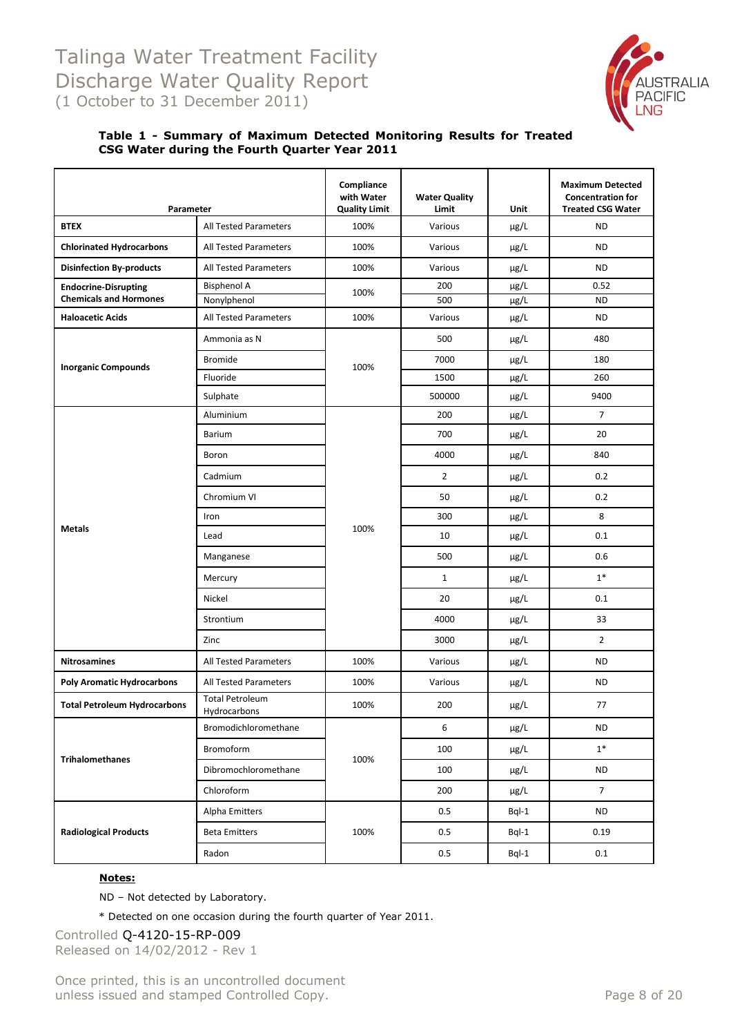**Table 1 - Summary of Maximum Detected Monitoring Results for Treated CSG Water during the Fourth Quarter Year 2011**

| Parameter | | Compliance with Water Quality Limit | Water Quality Limit | Unit | Maximum Detected Concentration for Treated CSG Water |
|---|---|---|---|---|---|
| **BTEX** | All Tested Parameters | 100% | Various | µg/L | ND |
| **Chlorinated Hydrocarbons** | All Tested Parameters | 100% | Various | µg/L | ND |
| **Disinfection By-products** | All Tested Parameters | 100% | Various | µg/L | ND |
| **Endocrine-Disrupting Chemicals and Hormones** | Bisphenol A | 100% | 200 | µg/L | 0.52 |
| | Nonylphenol | | 500 | µg/L | ND |
| **Haloacetic Acids** | All Tested Parameters | 100% | Various | µg/L | ND |
| **Inorganic Compounds** | Ammonia as N | 100% | 500 | µg/L | 480 |
| | Bromide | | 7000 | µg/L | 180 |
| | Fluoride | | 1500 | µg/L | 260 |
| | Sulphate | | 500000 | µg/L | 9400 |
| **Metals** | Aluminium | 100% | 200 | µg/L | 7 |
| | Barium | | 700 | µg/L | 20 |
| | Boron | | 4000 | µg/L | 840 |
| | Cadmium | | 2 | µg/L | 0.2 |
| | Chromium VI | | 50 | µg/L | 0.2 |
| | Iron | | 300 | µg/L | 8 |
| | Lead | | 10 | µg/L | 0.1 |
| | Manganese | | 500 | µg/L | 0.6 |
| | Mercury | | 1 | µg/L | 1* |
| | Nickel | | 20 | µg/L | 0.1 |
| | Strontium | | 4000 | µg/L | 33 |
| | Zinc | | 3000 | µg/L | 2 |
| **Nitrosamines** | All Tested Parameters | 100% | Various | µg/L | ND |
| **Poly Aromatic Hydrocarbons** | All Tested Parameters | 100% | Various | µg/L | ND |
| **Total Petroleum Hydrocarbons** | Total Petroleum Hydrocarbons | 100% | 200 | µg/L | 77 |
| **Trihalomethanes** | Bromodichloromethane | 100% | 6 | µg/L | ND |
| | Bromoform | | 100 | µg/L | 1* |
| | Dibromochloromethane | | 100 | µg/L | ND |
| | Chloroform | | 200 | µg/L | 7 |
| **Radiological Products** | Alpha Emitters | 100% | 0.5 | Bql-1 | ND |
| | Beta Emitters | | 0.5 | Bql-1 | 0.19 |
| | Radon | | 0.5 | Bql-1 | 0.1 |

**Notes:**

ND – Not detected by Laboratory.

* Detected on one occasion during the fourth quarter of Year 2011.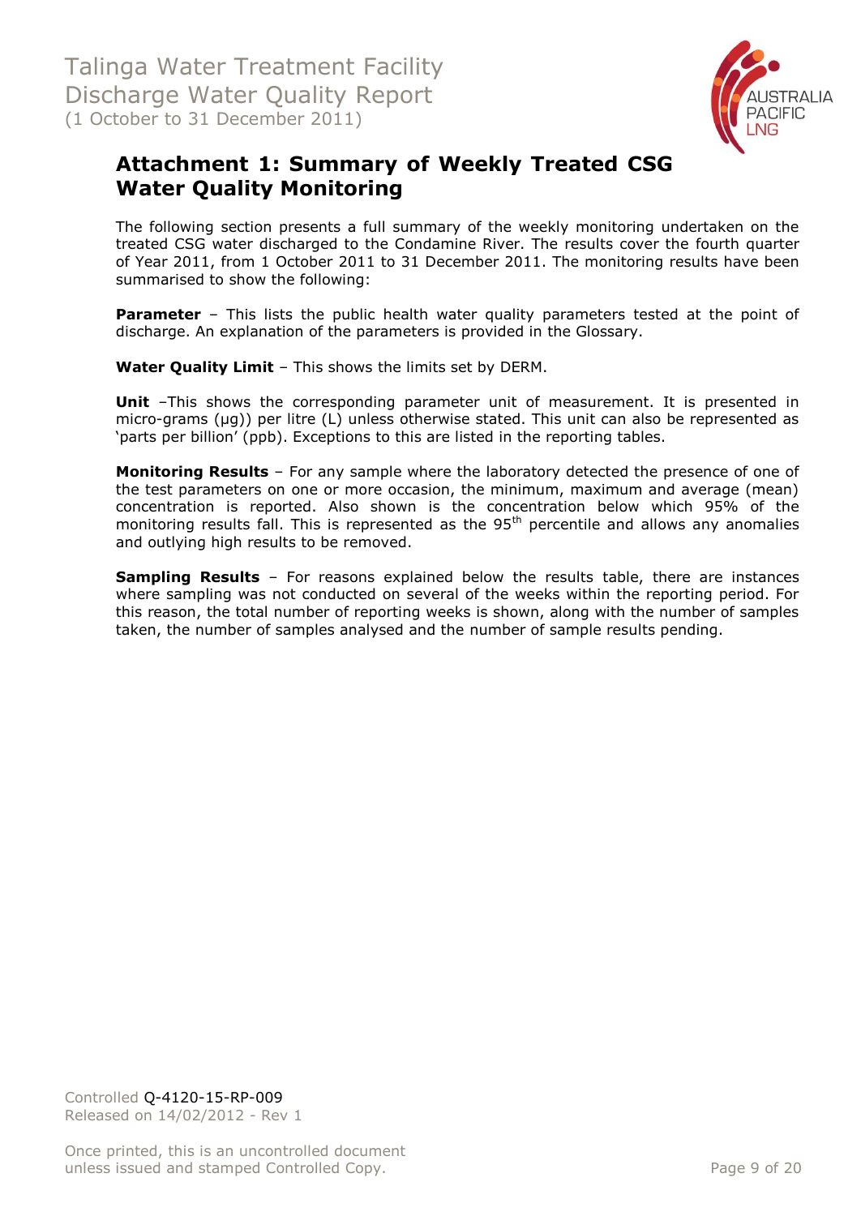# Attachment 1: Summary of Weekly Treated CSG Water Quality Monitoring

The following section presents a full summary of the weekly monitoring undertaken on the treated CSG water discharged to the Condamine River. The results cover the fourth quarter of Year 2011, from 1 October 2011 to 31 December 2011. The monitoring results have been summarised to show the following:

**Parameter** – This lists the public health water quality parameters tested at the point of discharge. An explanation of the parameters is provided in the Glossary.

**Water Quality Limit** – This shows the limits set by DERM.

**Unit** –This shows the corresponding parameter unit of measurement. It is presented in micro-grams (μg)) per litre (L) unless otherwise stated. This unit can also be represented as 'parts per billion' (ppb). Exceptions to this are listed in the reporting tables.

**Monitoring Results** – For any sample where the laboratory detected the presence of one of the test parameters on one or more occasion, the minimum, maximum and average (mean) concentration is reported. Also shown is the concentration below which 95% of the monitoring results fall. This is represented as the 95$^{th}$ percentile and allows any anomalies and outlying high results to be removed.

**Sampling Results** – For reasons explained below the results table, there are instances where sampling was not conducted on several of the weeks within the reporting period. For this reason, the total number of reporting weeks is shown, along with the number of samples taken, the number of samples analysed and the number of sample results pending.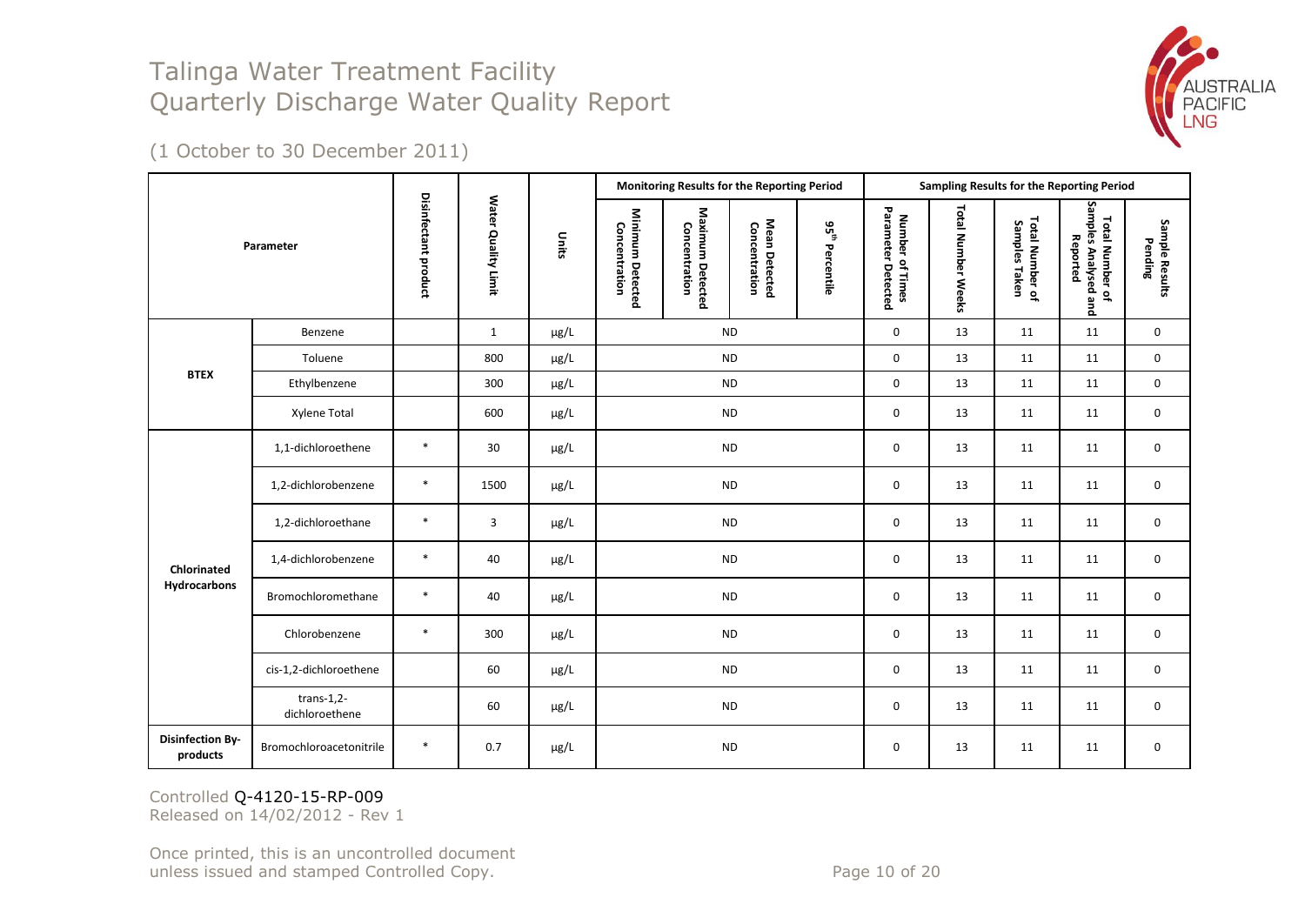# Talinga Water Treatment Facility
# Quarterly Discharge Water Quality Report

(1 October to 30 December 2011)

| Parameter | | Disinfectant product | Water Quality Limit | Units | Monitoring Results for the Reporting Period | | | | Sampling Results for the Reporting Period | | | | |
|---|---|---|---|---|---|---|---|---|---|---|---|---|---|
| | | | | | Minimum Detected Concentration | Maximum Detected Concentration | Mean Detected Concentration | 95[th] Percentile | Number of Times Parameter Detected | Total Number Weeks | Total Number of Samples Taken | Total Number of Samples Analysed and Reported | Sample Results Pending |
| BTEX | Benzene | | 1 | µg/L | ND | | | | 0 | 13 | 11 | 11 | 0 |
| | Toluene | | 800 | µg/L | ND | | | | 0 | 13 | 11 | 11 | 0 |
| | Ethylbenzene | | 300 | µg/L | ND | | | | 0 | 13 | 11 | 11 | 0 |
| | Xylene Total | | 600 | µg/L | ND | | | | 0 | 13 | 11 | 11 | 0 |
| Chlorinated Hydrocarbons | 1,1-dichloroethene | * | 30 | µg/L | ND | | | | 0 | 13 | 11 | 11 | 0 |
| | 1,2-dichlorobenzene | * | 1500 | µg/L | ND | | | | 0 | 13 | 11 | 11 | 0 |
| | 1,2-dichloroethane | * | 3 | µg/L | ND | | | | 0 | 13 | 11 | 11 | 0 |
| | 1,4-dichlorobenzene | * | 40 | µg/L | ND | | | | 0 | 13 | 11 | 11 | 0 |
| | Bromochloromethane | * | 40 | µg/L | ND | | | | 0 | 13 | 11 | 11 | 0 |
| | Chlorobenzene | * | 300 | µg/L | ND | | | | 0 | 13 | 11 | 11 | 0 |
| | cis-1,2-dichloroethene | | 60 | µg/L | ND | | | | 0 | 13 | 11 | 11 | 0 |
| | trans-1,2-dichloroethene | | 60 | µg/L | ND | | | | 0 | 13 | 11 | 11 | 0 |
| Disinfection By-products | Bromochloroacetonitrile | * | 0.7 | µg/L | ND | | | | 0 | 13 | 11 | 11 | 0 |

Controlled Q-4120-15-RP-009
Released on 14/02/2012 - Rev 1

Once printed, this is an uncontrolled document unless issued and stamped Controlled Copy.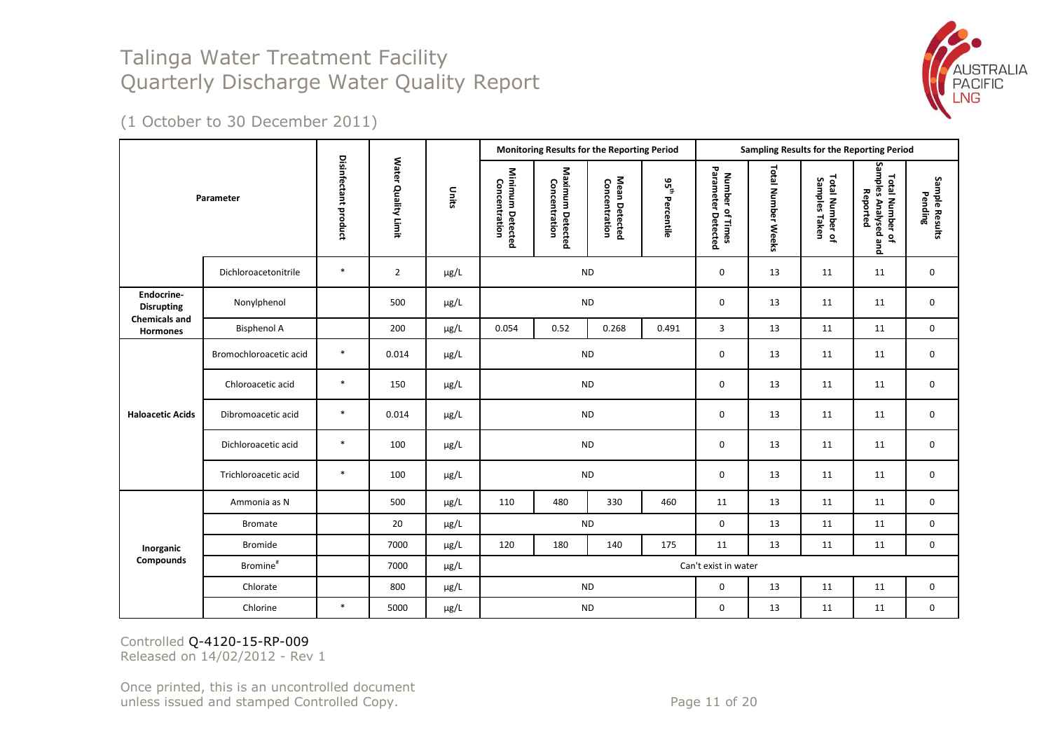# Talinga Water Treatment Facility Quarterly Discharge Water Quality Report

(1 October to 30 December 2011)

| Parameter | | Disinfectant product | Water Quality Limit | Units | Monitoring Results for the Reporting Period | | | | Sampling Results for the Reporting Period | | | | |
|---|---|---|---|---|---|---|---|---|---|---|---|---|---|
| | | | | | Minimum Detected Concentration | Maximum Detected Concentration | Mean Detected Concentration | 95th Percentile | Number of Times Parameter Detected | Total Number Weeks | Total Number of Samples Taken | Total Number of Samples Analysed and Reported | Sample Results Pending |
| | Dichloroacetonitrile | * | 2 | µg/L | ND | | | | 0 | 13 | 11 | 11 | 0 |
| Endocrine-Disrupting Chemicals and Hormones | Nonylphenol | | 500 | µg/L | ND | | | | 0 | 13 | 11 | 11 | 0 |
| | Bisphenol A | | 200 | µg/L | 0.054 | 0.52 | 0.268 | 0.491 | 3 | 13 | 11 | 11 | 0 |
| Haloacetic Acids | Bromochloroacetic acid | * | 0.014 | µg/L | ND | | | | 0 | 13 | 11 | 11 | 0 |
| | Chloroacetic acid | * | 150 | µg/L | ND | | | | 0 | 13 | 11 | 11 | 0 |
| | Dibromoacetic acid | * | 0.014 | µg/L | ND | | | | 0 | 13 | 11 | 11 | 0 |
| | Dichloroacetic acid | * | 100 | µg/L | ND | | | | 0 | 13 | 11 | 11 | 0 |
| | Trichloroacetic acid | * | 100 | µg/L | ND | | | | 0 | 13 | 11 | 11 | 0 |
| Inorganic Compounds | Ammonia as N | | 500 | µg/L | 110 | 480 | 330 | 460 | 11 | 13 | 11 | 11 | 0 |
| | Bromate | | 20 | µg/L | ND | | | | 0 | 13 | 11 | 11 | 0 |
| | Bromide | | 7000 | µg/L | 120 | 180 | 140 | 175 | 11 | 13 | 11 | 11 | 0 |
| | Bromine# | | 7000 | µg/L | Can't exist in water | | | | | | | | |
| | Chlorate | | 800 | µg/L | ND | | | | 0 | 13 | 11 | 11 | 0 |
| | Chlorine | * | 5000 | µg/L | ND | | | | 0 | 13 | 11 | 11 | 0 |

Controlled Q-4120-15-RP-009
Released on 14/02/2012 - Rev 1

Once printed, this is an uncontrolled document unless issued and stamped Controlled Copy.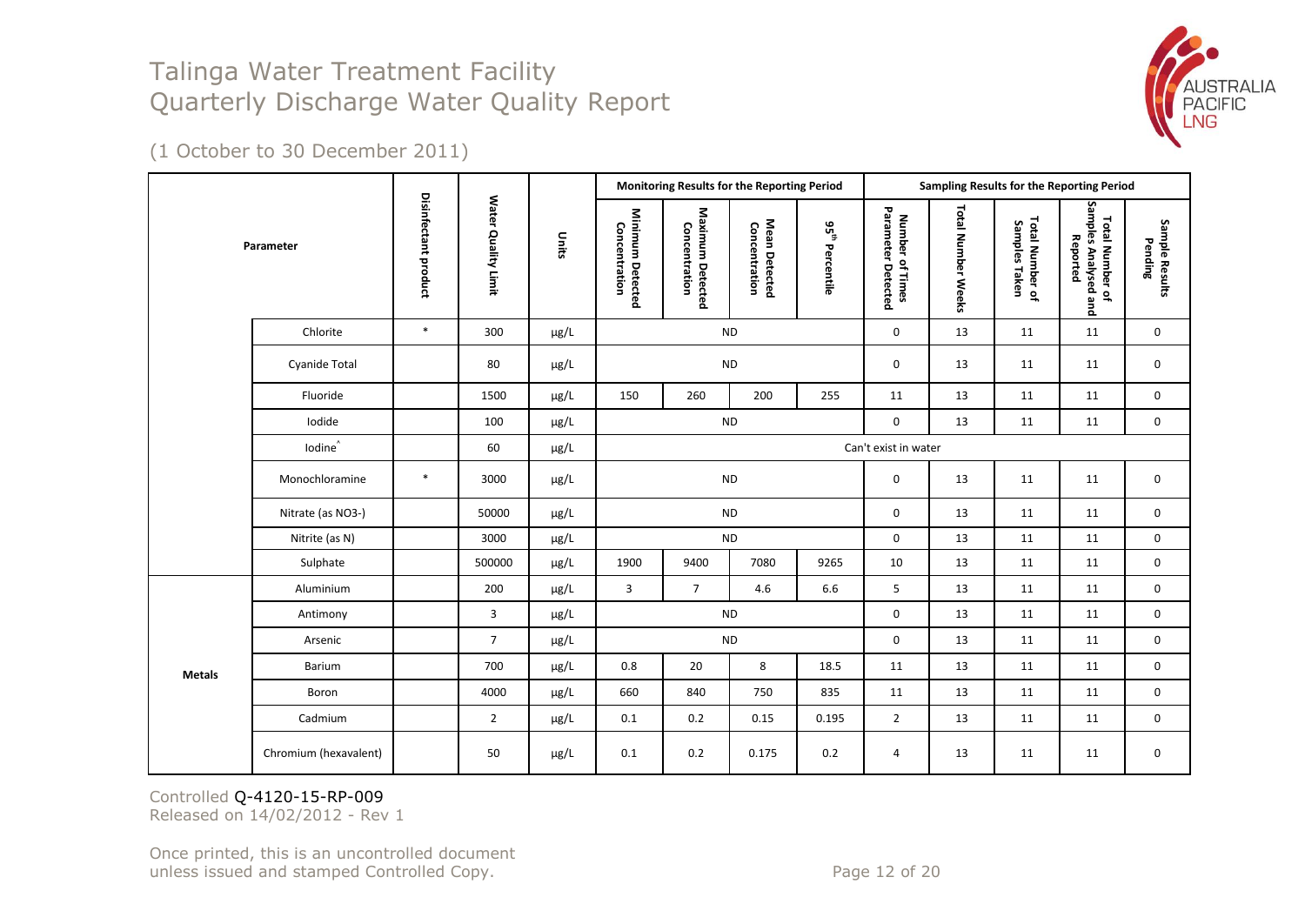# Talinga Water Treatment Facility
# Quarterly Discharge Water Quality Report

(1 October to 30 December 2011)

| | Parameter | Disinfectant product | Water Quality Limit | Units | Monitoring Results for the Reporting Period | | | | Sampling Results for the Reporting Period | | | | |
|---|---|---|---|---|---|---|---|---|---|---|---|---|---|
| | | | | | Minimum Detected Concentration | Maximum Detected Concentration | Mean Detected Concentration | 95[th] Percentile | Number of Times Parameter Detected | Total Number Weeks | Total Number of Samples Taken | Total Number of Samples Analysed and Reported | Sample Results Pending |
| | Chlorite | * | 300 | μg/L | ND | | | | 0 | 13 | 11 | 11 | 0 |
| | Cyanide Total | | 80 | μg/L | ND | | | | 0 | 13 | 11 | 11 | 0 |
| | Fluoride | | 1500 | μg/L | 150 | 260 | 200 | 255 | 11 | 13 | 11 | 11 | 0 |
| | Iodide | | 100 | μg/L | ND | | | | 0 | 13 | 11 | 11 | 0 |
| | Iodine[^] | | 60 | μg/L | Can't exist in water | | | | | | | | |
| | Monochloramine | * | 3000 | μg/L | ND | | | | 0 | 13 | 11 | 11 | 0 |
| | Nitrate (as NO3-) | | 50000 | μg/L | ND | | | | 0 | 13 | 11 | 11 | 0 |
| | Nitrite (as N) | | 3000 | μg/L | ND | | | | 0 | 13 | 11 | 11 | 0 |
| | Sulphate | | 500000 | μg/L | 1900 | 9400 | 7080 | 9265 | 10 | 13 | 11 | 11 | 0 |
| **Metals** | Aluminium | | 200 | μg/L | 3 | 7 | 4.6 | 6.6 | 5 | 13 | 11 | 11 | 0 |
| | Antimony | | 3 | μg/L | ND | | | | 0 | 13 | 11 | 11 | 0 |
| | Arsenic | | 7 | μg/L | ND | | | | 0 | 13 | 11 | 11 | 0 |
| | Barium | | 700 | μg/L | 0.8 | 20 | 8 | 18.5 | 11 | 13 | 11 | 11 | 0 |
| | Boron | | 4000 | μg/L | 660 | 840 | 750 | 835 | 11 | 13 | 11 | 11 | 0 |
| | Cadmium | | 2 | μg/L | 0.1 | 0.2 | 0.15 | 0.195 | 2 | 13 | 11 | 11 | 0 |
| | Chromium (hexavalent) | | 50 | μg/L | 0.1 | 0.2 | 0.175 | 0.2 | 4 | 13 | 11 | 11 | 0 |

Controlled Q-4120-15-RP-009
Released on 14/02/2012 - Rev 1

Once printed, this is an uncontrolled document unless issued and stamped Controlled Copy.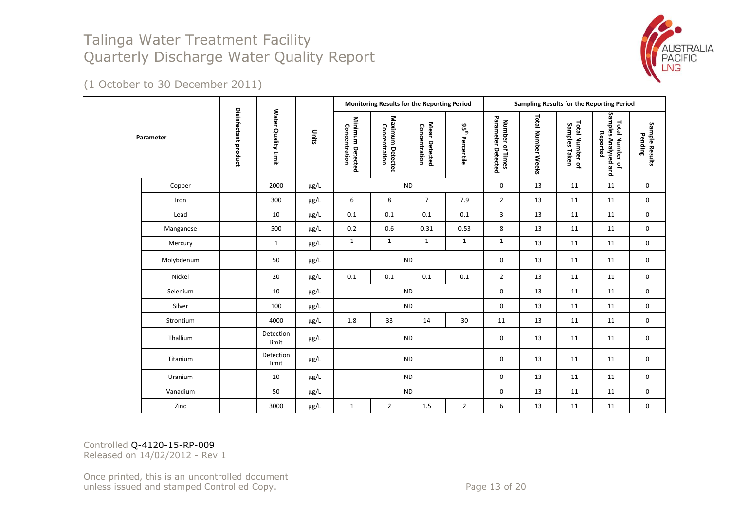# Talinga Water Treatment Facility
# Quarterly Discharge Water Quality Report

(1 October to 30 December 2011)

| Parameter | Disinfectant product | Water Quality Limit | Units | Monitoring Results for the Reporting Period | | | | Sampling Results for the Reporting Period | | | | |
|---|---|---|---|---|---|---|---|---|---|---|---|---|
| | | | | Minimum Detected Concentration | Maximum Detected Concentration | Mean Detected Concentration | 95th Percentile | Number of Times Parameter Detected | Total Number Weeks | Total Number of Samples Taken | Total Number of Samples Analysed and Reported | Sample Results Pending |
| Copper | | 2000 | µg/L | ND | | | | 0 | 13 | 11 | 11 | 0 |
| Iron | | 300 | µg/L | 6 | 8 | 7 | 7.9 | 2 | 13 | 11 | 11 | 0 |
| Lead | | 10 | µg/L | 0.1 | 0.1 | 0.1 | 0.1 | 3 | 13 | 11 | 11 | 0 |
| Manganese | | 500 | µg/L | 0.2 | 0.6 | 0.31 | 0.53 | 8 | 13 | 11 | 11 | 0 |
| Mercury | | 1 | µg/L | 1 | 1 | 1 | 1 | 1 | 13 | 11 | 11 | 0 |
| Molybdenum | | 50 | µg/L | ND | | | | 0 | 13 | 11 | 11 | 0 |
| Nickel | | 20 | µg/L | 0.1 | 0.1 | 0.1 | 0.1 | 2 | 13 | 11 | 11 | 0 |
| Selenium | | 10 | µg/L | ND | | | | 0 | 13 | 11 | 11 | 0 |
| Silver | | 100 | µg/L | ND | | | | 0 | 13 | 11 | 11 | 0 |
| Strontium | | 4000 | µg/L | 1.8 | 33 | 14 | 30 | 11 | 13 | 11 | 11 | 0 |
| Thallium | | Detection limit | µg/L | ND | | | | 0 | 13 | 11 | 11 | 0 |
| Titanium | | Detection limit | µg/L | ND | | | | 0 | 13 | 11 | 11 | 0 |
| Uranium | | 20 | µg/L | ND | | | | 0 | 13 | 11 | 11 | 0 |
| Vanadium | | 50 | µg/L | ND | | | | 0 | 13 | 11 | 11 | 0 |
| Zinc | | 3000 | µg/L | 1 | 2 | 1.5 | 2 | 6 | 13 | 11 | 11 | 0 |

Controlled Q-4120-15-RP-009
Released on 14/02/2012 - Rev 1

Once printed, this is an uncontrolled document unless issued and stamped Controlled Copy.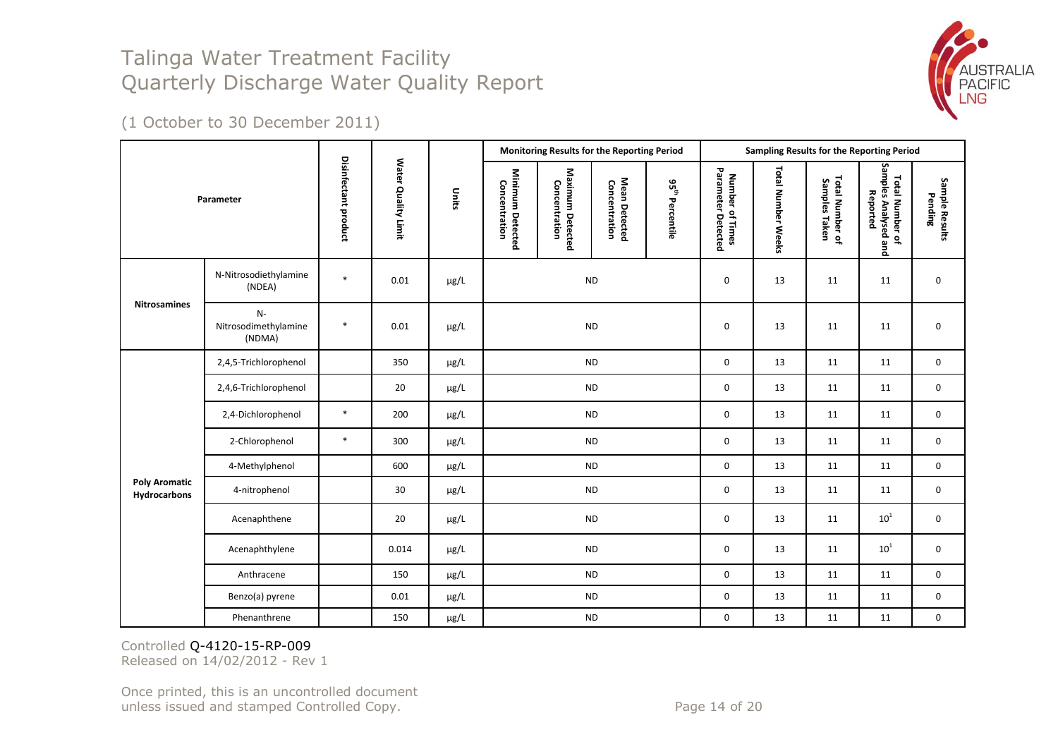# Talinga Water Treatment Facility
# Quarterly Discharge Water Quality Report

(1 October to 30 December 2011)

| Parameter | | Disinfectant product | Water Quality Limit | Units | Monitoring Results for the Reporting Period | | | | Sampling Results for the Reporting Period | | | | |
|---|---|---|---|---|---|---|---|---|---|---|---|---|---|
| | | | | | Minimum Detected Concentration | Maximum Detected Concentration | Mean Detected Concentration | 95th Percentile | Number of Times Parameter Detected | Total Number Weeks | Total Number of Samples Taken | Total Number of Samples Analysed and Reported | Sample Results Pending |
| Nitrosamines | N-Nitrosodiethylamine (NDEA) | * | 0.01 | µg/L | ND | | | | 0 | 13 | 11 | 11 | 0 |
| | N-Nitrosodimethylamine (NDMA) | * | 0.01 | µg/L | ND | | | | 0 | 13 | 11 | 11 | 0 |
| Poly Aromatic Hydrocarbons | 2,4,5-Trichlorophenol | | 350 | µg/L | ND | | | | 0 | 13 | 11 | 11 | 0 |
| | 2,4,6-Trichlorophenol | | 20 | µg/L | ND | | | | 0 | 13 | 11 | 11 | 0 |
| | 2,4-Dichlorophenol | * | 200 | µg/L | ND | | | | 0 | 13 | 11 | 11 | 0 |
| | 2-Chlorophenol | * | 300 | µg/L | ND | | | | 0 | 13 | 11 | 11 | 0 |
| | 4-Methylphenol | | 600 | µg/L | ND | | | | 0 | 13 | 11 | 11 | 0 |
| | 4-nitrophenol | | 30 | µg/L | ND | | | | 0 | 13 | 11 | 11 | 0 |
| | Acenaphthene | | 20 | µg/L | ND | | | | 0 | 13 | 11 | 10[1] | 0 |
| | Acenaphthylene | | 0.014 | µg/L | ND | | | | 0 | 13 | 11 | 10[1] | 0 |
| | Anthracene | | 150 | µg/L | ND | | | | 0 | 13 | 11 | 11 | 0 |
| | Benzo(a) pyrene | | 0.01 | µg/L | ND | | | | 0 | 13 | 11 | 11 | 0 |
| | Phenanthrene | | 150 | µg/L | ND | | | | 0 | 13 | 11 | 11 | 0 |

Controlled Q-4120-15-RP-009
Released on 14/02/2012 - Rev 1

Once printed, this is an uncontrolled document unless issued and stamped Controlled Copy.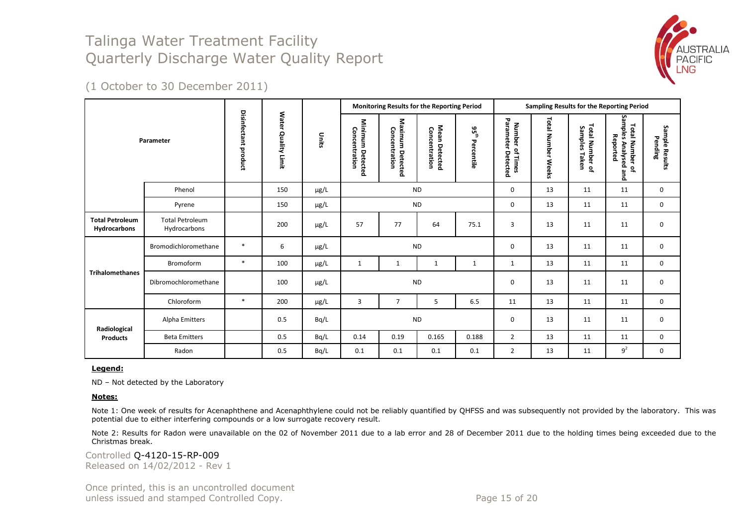# Talinga Water Treatment Facility
# Quarterly Discharge Water Quality Report

(1 October to 30 December 2011)

| Parameter | | Disinfectant product | Water Quality Limit | Units | Monitoring Results for the Reporting Period | | | | Sampling Results for the Reporting Period | | | | |
|---|---|---|---|---|---|---|---|---|---|---|---|---|---|
| | | | | | Minimum Detected Concentration | Maximum Detected Concentration | Mean Detected Concentration | 95th Percentile | Number of Times Parameter Detected | Total Number Weeks | Total Number of Samples Taken | Total Number of Samples Analysed and Reported | Sample Results Pending |
| | Phenol | | 150 | µg/L | ND | | | | 0 | 13 | 11 | 11 | 0 |
| | Pyrene | | 150 | µg/L | ND | | | | 0 | 13 | 11 | 11 | 0 |
| Total Petroleum Hydrocarbons | Total Petroleum Hydrocarbons | | 200 | µg/L | 57 | 77 | 64 | 75.1 | 3 | 13 | 11 | 11 | 0 |
| Trihalomethanes | Bromodichloromethane | * | 6 | µg/L | ND | | | | 0 | 13 | 11 | 11 | 0 |
| | Bromoform | * | 100 | µg/L | 1 | 1 | 1 | 1 | 1 | 13 | 11 | 11 | 0 |
| | Dibromochloromethane | | 100 | µg/L | ND | | | | 0 | 13 | 11 | 11 | 0 |
| | Chloroform | * | 200 | µg/L | 3 | 7 | 5 | 6.5 | 11 | 13 | 11 | 11 | 0 |
| Radiological Products | Alpha Emitters | | 0.5 | Bq/L | ND | | | | 0 | 13 | 11 | 11 | 0 |
| | Beta Emitters | | 0.5 | Bq/L | 0.14 | 0.19 | 0.165 | 0.188 | 2 | 13 | 11 | 11 | 0 |
| | Radon | | 0.5 | Bq/L | 0.1 | 0.1 | 0.1 | 0.1 | 2 | 13 | 11 | 9[2] | 0 |

**Legend:**

ND – Not detected by the Laboratory

**Notes:**

Note 1: One week of results for Acenaphthene and Acenaphthylene could not be reliably quantified by QHFSS and was subsequently not provided by the laboratory. This was potential due to either interfering compounds or a low surrogate recovery result.

Note 2: Results for Radon were unavailable on the 02 of November 2011 due to a lab error and 28 of December 2011 due to the holding times being exceeded due to the Christmas break.

Controlled Q-4120-15-RP-009
Released on 14/02/2012 - Rev 1

Once printed, this is an uncontrolled document unless issued and stamped Controlled Copy.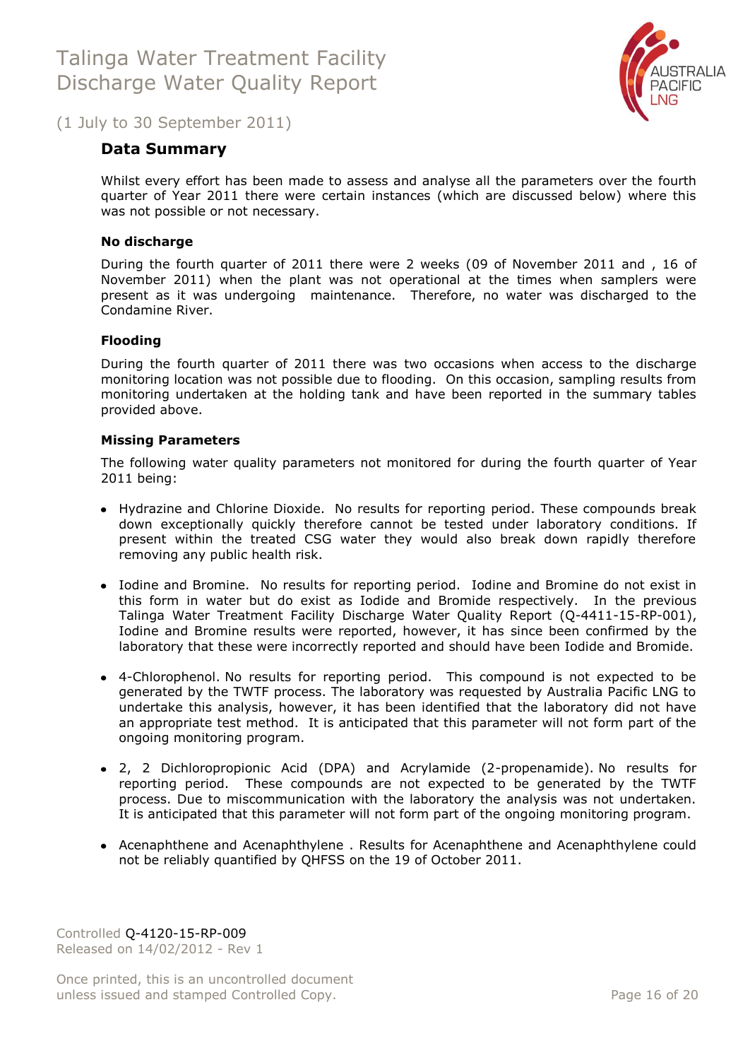## Data Summary

Whilst every effort has been made to assess and analyse all the parameters over the fourth quarter of Year 2011 there were certain instances (which are discussed below) where this was not possible or not necessary.

### No discharge

During the fourth quarter of 2011 there were 2 weeks (09 of November 2011 and , 16 of November 2011) when the plant was not operational at the times when samplers were present as it was undergoing maintenance. Therefore, no water was discharged to the Condamine River.

### Flooding

During the fourth quarter of 2011 there was two occasions when access to the discharge monitoring location was not possible due to flooding. On this occasion, sampling results from monitoring undertaken at the holding tank and have been reported in the summary tables provided above.

### Missing Parameters

The following water quality parameters not monitored for during the fourth quarter of Year 2011 being:

- Hydrazine and Chlorine Dioxide. No results for reporting period. These compounds break down exceptionally quickly therefore cannot be tested under laboratory conditions. If present within the treated CSG water they would also break down rapidly therefore removing any public health risk.
- Iodine and Bromine. No results for reporting period. Iodine and Bromine do not exist in this form in water but do exist as Iodide and Bromide respectively. In the previous Talinga Water Treatment Facility Discharge Water Quality Report (Q-4411-15-RP-001), Iodine and Bromine results were reported, however, it has since been confirmed by the laboratory that these were incorrectly reported and should have been Iodide and Bromide.
- 4-Chlorophenol. No results for reporting period. This compound is not expected to be generated by the TWTF process. The laboratory was requested by Australia Pacific LNG to undertake this analysis, however, it has been identified that the laboratory did not have an appropriate test method. It is anticipated that this parameter will not form part of the ongoing monitoring program.
- 2, 2 Dichloropropionic Acid (DPA) and Acrylamide (2-propenamide). No results for reporting period. These compounds are not expected to be generated by the TWTF process. Due to miscommunication with the laboratory the analysis was not undertaken. It is anticipated that this parameter will not form part of the ongoing monitoring program.
- Acenaphthene and Acenaphthylene . Results for Acenaphthene and Acenaphthylene could not be reliably quantified by QHFSS on the 19 of October 2011.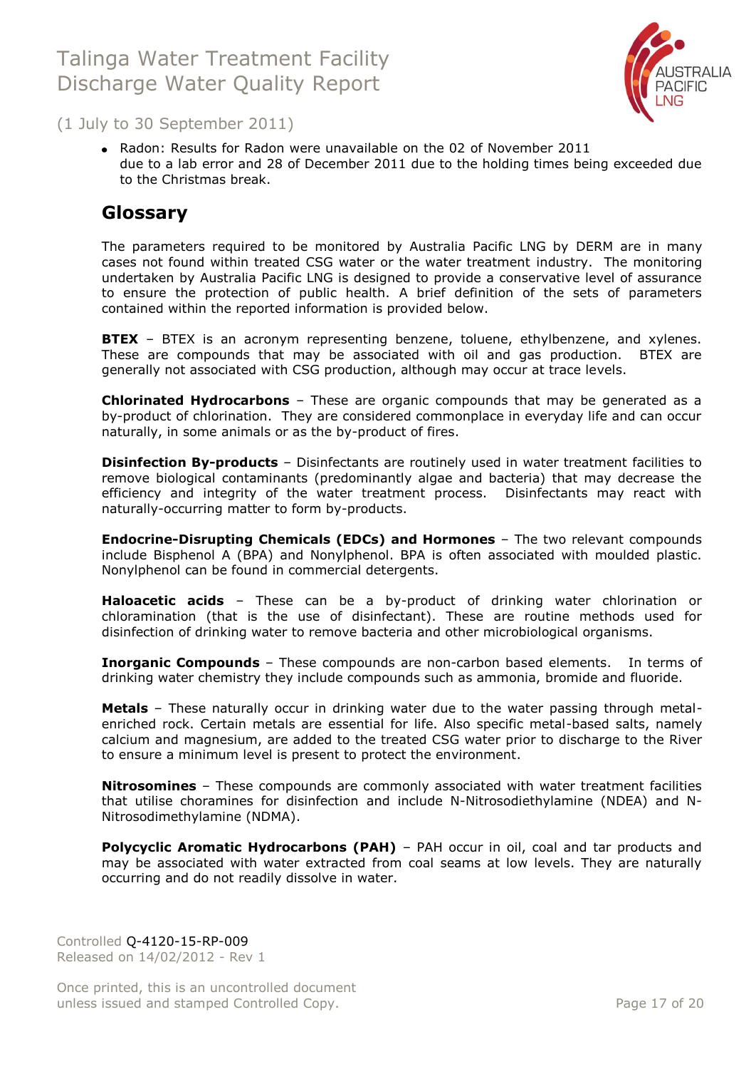- Radon: Results for Radon were unavailable on the 02 of November 2011 due to a lab error and 28 of December 2011 due to the holding times being exceeded due to the Christmas break.

## Glossary

The parameters required to be monitored by Australia Pacific LNG by DERM are in many cases not found within treated CSG water or the water treatment industry. The monitoring undertaken by Australia Pacific LNG is designed to provide a conservative level of assurance to ensure the protection of public health. A brief definition of the sets of parameters contained within the reported information is provided below.

**BTEX** – BTEX is an acronym representing benzene, toluene, ethylbenzene, and xylenes. These are compounds that may be associated with oil and gas production. BTEX are generally not associated with CSG production, although may occur at trace levels.

**Chlorinated Hydrocarbons** – These are organic compounds that may be generated as a by-product of chlorination. They are considered commonplace in everyday life and can occur naturally, in some animals or as the by-product of fires.

**Disinfection By-products** – Disinfectants are routinely used in water treatment facilities to remove biological contaminants (predominantly algae and bacteria) that may decrease the efficiency and integrity of the water treatment process. Disinfectants may react with naturally-occurring matter to form by-products.

**Endocrine-Disrupting Chemicals (EDCs) and Hormones** – The two relevant compounds include Bisphenol A (BPA) and Nonylphenol. BPA is often associated with moulded plastic. Nonylphenol can be found in commercial detergents.

**Haloacetic acids** – These can be a by-product of drinking water chlorination or chloramination (that is the use of disinfectant). These are routine methods used for disinfection of drinking water to remove bacteria and other microbiological organisms.

**Inorganic Compounds** – These compounds are non-carbon based elements. In terms of drinking water chemistry they include compounds such as ammonia, bromide and fluoride.

**Metals** – These naturally occur in drinking water due to the water passing through metal-enriched rock. Certain metals are essential for life. Also specific metal-based salts, namely calcium and magnesium, are added to the treated CSG water prior to discharge to the River to ensure a minimum level is present to protect the environment.

**Nitrosomines** – These compounds are commonly associated with water treatment facilities that utilise choramines for disinfection and include N-Nitrosodiethylamine (NDEA) and N-Nitrosodimethylamine (NDMA).

**Polycyclic Aromatic Hydrocarbons (PAH)** – PAH occur in oil, coal and tar products and may be associated with water extracted from coal seams at low levels. They are naturally occurring and do not readily dissolve in water.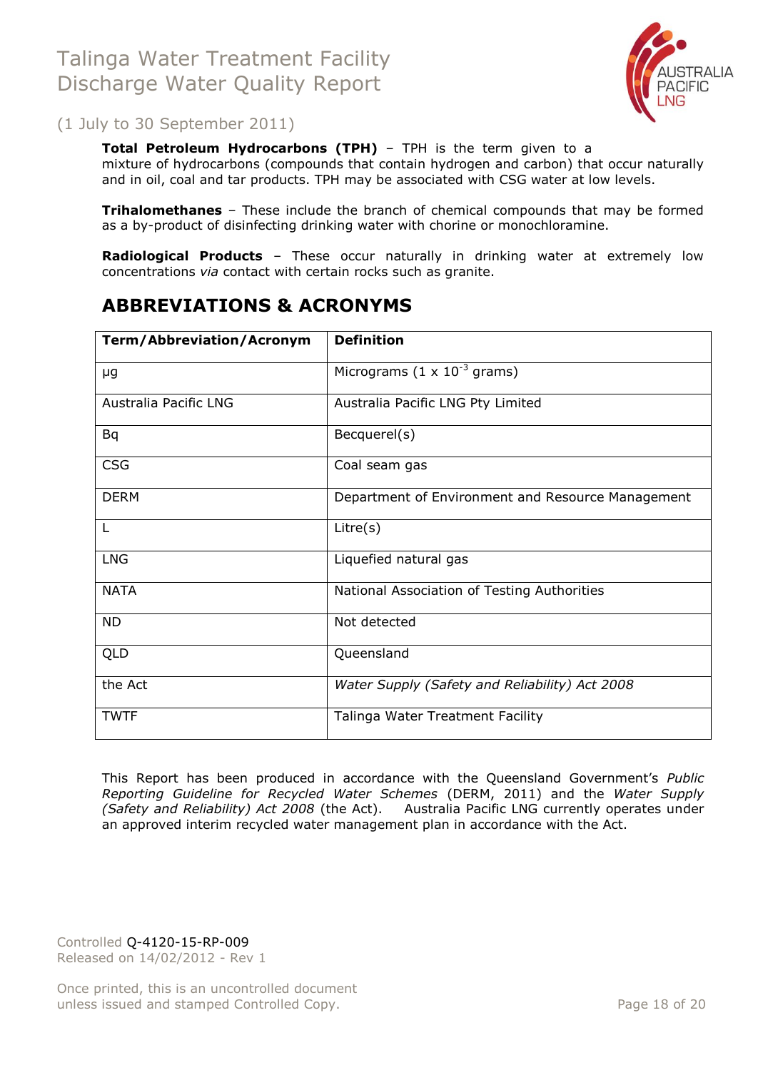**Total Petroleum Hydrocarbons (TPH)** – TPH is the term given to a mixture of hydrocarbons (compounds that contain hydrogen and carbon) that occur naturally and in oil, coal and tar products. TPH may be associated with CSG water at low levels.

**Trihalomethanes** – These include the branch of chemical compounds that may be formed as a by-product of disinfecting drinking water with chorine or monochloramine.

**Radiological Products** – These occur naturally in drinking water at extremely low concentrations *via* contact with certain rocks such as granite.

## ABBREVIATIONS & ACRONYMS

| Term/Abbreviation/Acronym | Definition |
|---|---|
| µg | Micrograms ($1 \times 10^{-3}$ grams) |
| Australia Pacific LNG | Australia Pacific LNG Pty Limited |
| Bq | Becquerel(s) |
| CSG | Coal seam gas |
| DERM | Department of Environment and Resource Management |
| L | Litre(s) |
| LNG | Liquefied natural gas |
| NATA | National Association of Testing Authorities |
| ND | Not detected |
| QLD | Queensland |
| the Act | *Water Supply (Safety and Reliability) Act 2008* |
| TWTF | Talinga Water Treatment Facility |

This Report has been produced in accordance with the Queensland Government's *Public Reporting Guideline for Recycled Water Schemes* (DERM, 2011) and the *Water Supply (Safety and Reliability) Act 2008* (the Act). Australia Pacific LNG currently operates under an approved interim recycled water management plan in accordance with the Act.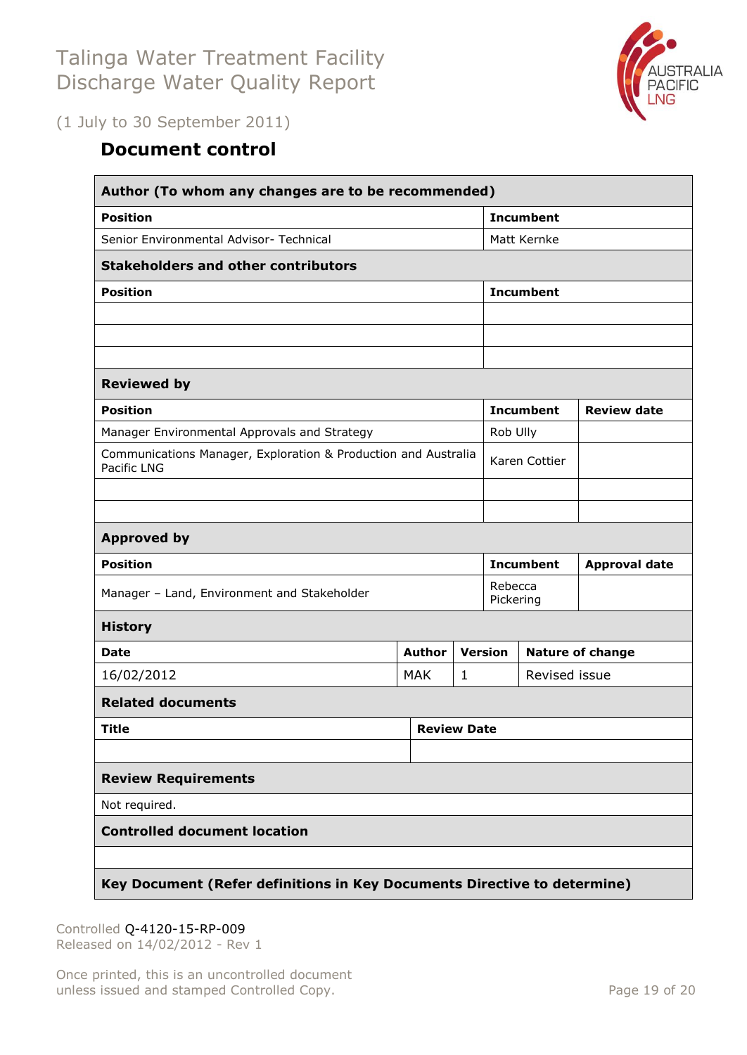# Talinga Water Treatment Facility Discharge Water Quality Report

(1 July to 30 September 2011)

## Document control

| **Author (To whom any changes are to be recommended)** | | |
|---|---|---|
| **Position** | **Incumbent** | |
| Senior Environmental Advisor- Technical | Matt Kernke | |
| **Stakeholders and other contributors** | | |
| **Position** | **Incumbent** | |
| | | |
| | | |
| | | |
| **Reviewed by** | | |
| **Position** | **Incumbent** | **Review date** |
| Manager Environmental Approvals and Strategy | Rob Ully | |
| Communications Manager, Exploration & Production and Australia Pacific LNG | Karen Cottier | |
| | | |
| | | |
| **Approved by** | | |
| **Position** | **Incumbent** | **Approval date** |
| Manager – Land, Environment and Stakeholder | Rebecca Pickering | |

| **History** | | | |
|---|---|---|---|
| **Date** | **Author** | **Version** | **Nature of change** |
| 16/02/2012 | MAK | 1 | Revised issue |

| **Related documents** | |
|---|---|
| **Title** | **Review Date** |
| | |

| **Review Requirements** |
|---|
| Not required. |
| **Controlled document location** |
| |
| **Key Document (Refer definitions in Key Documents Directive to determine)** |

Controlled Q-4120-15-RP-009
Released on 14/02/2012 - Rev 1

Once printed, this is an uncontrolled document unless issued and stamped Controlled Copy.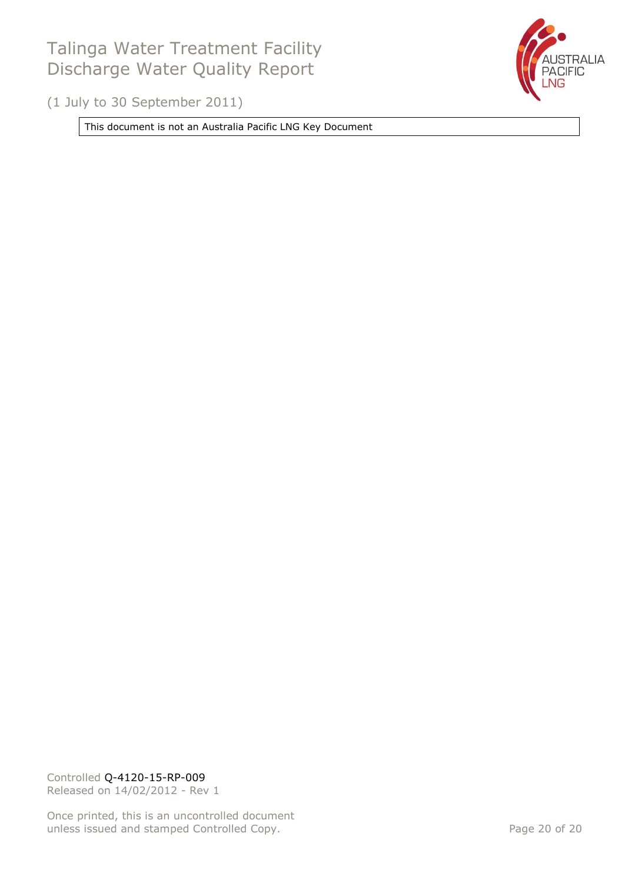This document is not an Australia Pacific LNG Key Document